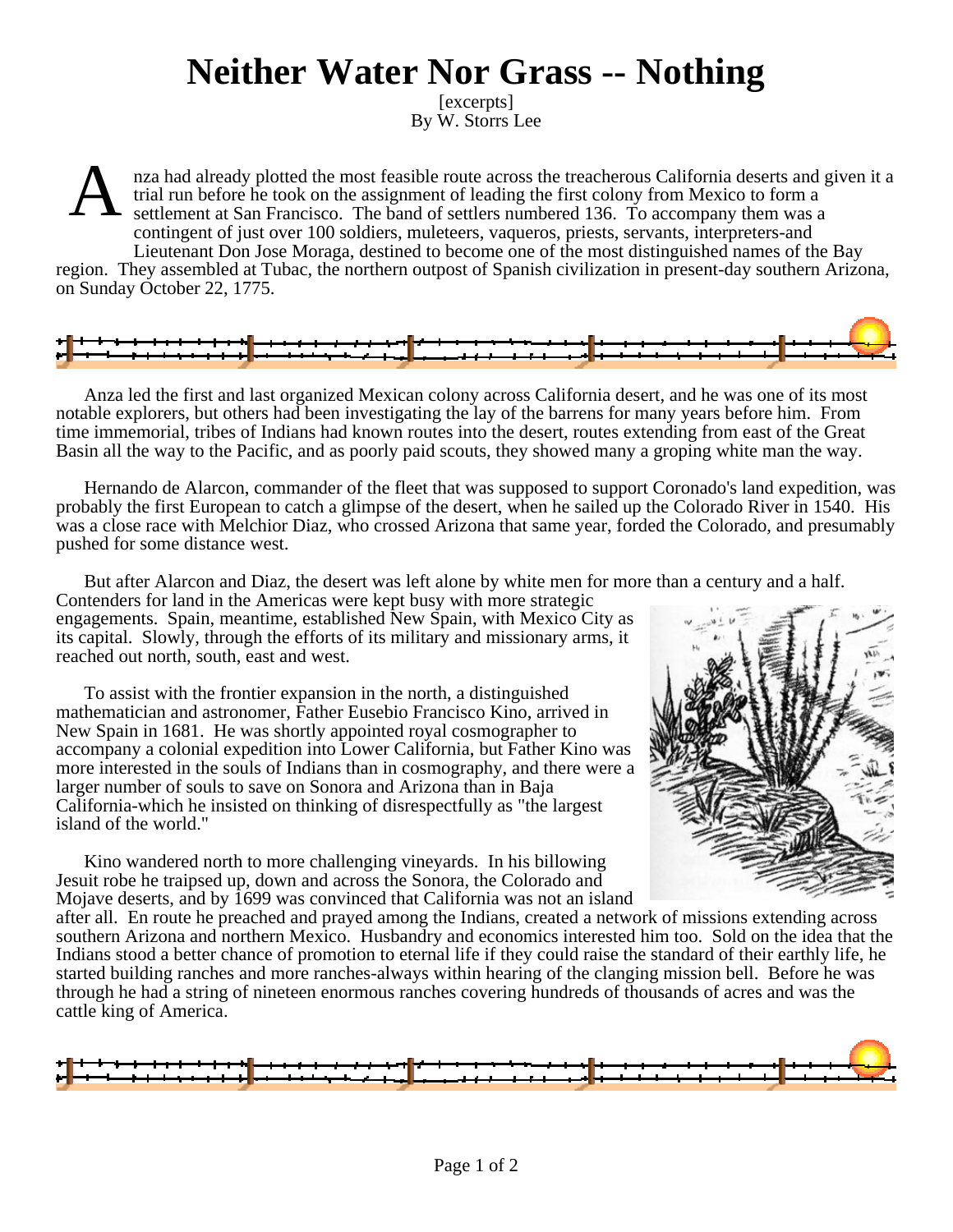# Neither Water Nor Grass -- Nothing

[excerpts]
By W. Storrs Lee

Anza had already plotted the most feasible route across the treacherous California deserts and given it a trial run before he took on the assignment of leading the first colony from Mexico to form a settlement at San Francisco. The band of settlers numbered 136. To accompany them was a contingent of just over 100 soldiers, muleteers, vaqueros, priests, servants, interpreters-and Lieutenant Don Jose Moraga, destined to become one of the most distinguished names of the Bay region. They assembled at Tubac, the northern outpost of Spanish civilization in present-day southern Arizona, on Sunday October 22, 1775.

Anza led the first and last organized Mexican colony across California desert, and he was one of its most notable explorers, but others had been investigating the lay of the barrens for many years before him. From time immemorial, tribes of Indians had known routes into the desert, routes extending from east of the Great Basin all the way to the Pacific, and as poorly paid scouts, they showed many a groping white man the way.

Hernando de Alarcon, commander of the fleet that was supposed to support Coronado's land expedition, was probably the first European to catch a glimpse of the desert, when he sailed up the Colorado River in 1540. His was a close race with Melchior Diaz, who crossed Arizona that same year, forded the Colorado, and presumably pushed for some distance west.

But after Alarcon and Diaz, the desert was left alone by white men for more than a century and a half. Contenders for land in the Americas were kept busy with more strategic engagements. Spain, meantime, established New Spain, with Mexico City as its capital. Slowly, through the efforts of its military and missionary arms, it reached out north, south, east and west.

To assist with the frontier expansion in the north, a distinguished mathematician and astronomer, Father Eusebio Francisco Kino, arrived in New Spain in 1681. He was shortly appointed royal cosmographer to accompany a colonial expedition into Lower California, but Father Kino was more interested in the souls of Indians than in cosmography, and there were a larger number of souls to save on Sonora and Arizona than in Baja California-which he insisted on thinking of disrespectfully as "the largest island of the world."

Kino wandered north to more challenging vineyards. In his billowing Jesuit robe he traipsed up, down and across the Sonora, the Colorado and Mojave deserts, and by 1699 was convinced that California was not an island after all. En route he preached and prayed among the Indians, created a network of missions extending across southern Arizona and northern Mexico. Husbandry and economics interested him too. Sold on the idea that the Indians stood a better chance of promotion to eternal life if they could raise the standard of their earthly life, he started building ranches and more ranches-always within hearing of the clanging mission bell. Before he was through he had a string of nineteen enormous ranches covering hundreds of thousands of acres and was the cattle king of America.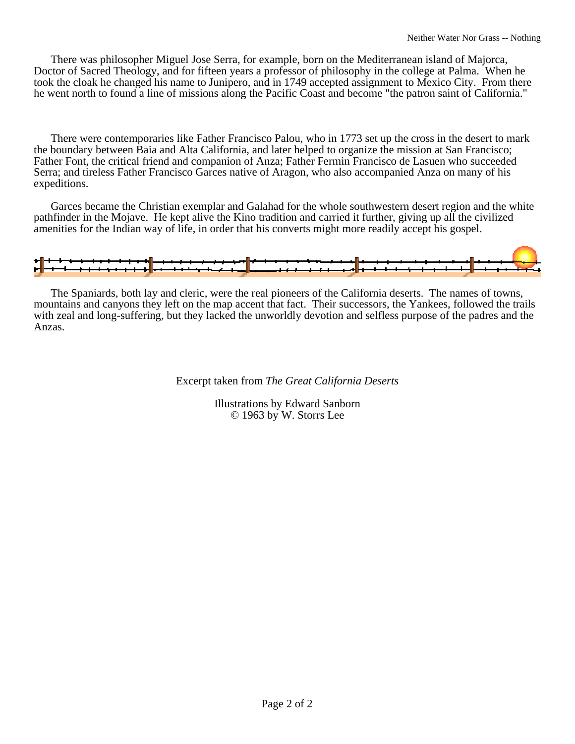There was philosopher Miguel Jose Serra, for example, born on the Mediterranean island of Majorca, Doctor of Sacred Theology, and for fifteen years a professor of philosophy in the college at Palma. When he took the cloak he changed his name to Junipero, and in 1749 accepted assignment to Mexico City. From there he went north to found a line of missions along the Pacific Coast and become "the patron saint of California."

There were contemporaries like Father Francisco Palou, who in 1773 set up the cross in the desert to mark the boundary between Baia and Alta California, and later helped to organize the mission at San Francisco; Father Font, the critical friend and companion of Anza; Father Fermin Francisco de Lasuen who succeeded Serra; and tireless Father Francisco Garces native of Aragon, who also accompanied Anza on many of his expeditions.

Garces became the Christian exemplar and Galahad for the whole southwestern desert region and the white pathfinder in the Mojave. He kept alive the Kino tradition and carried it further, giving up all the civilized amenities for the Indian way of life, in order that his converts might more readily accept his gospel.

The Spaniards, both lay and cleric, were the real pioneers of the California deserts. The names of towns, mountains and canyons they left on the map accent that fact. Their successors, the Yankees, followed the trails with zeal and long-suffering, but they lacked the unworldly devotion and selfless purpose of the padres and the Anzas.

Excerpt taken from *The Great California Deserts*

Illustrations by Edward Sanborn
© 1963 by W. Storrs Lee